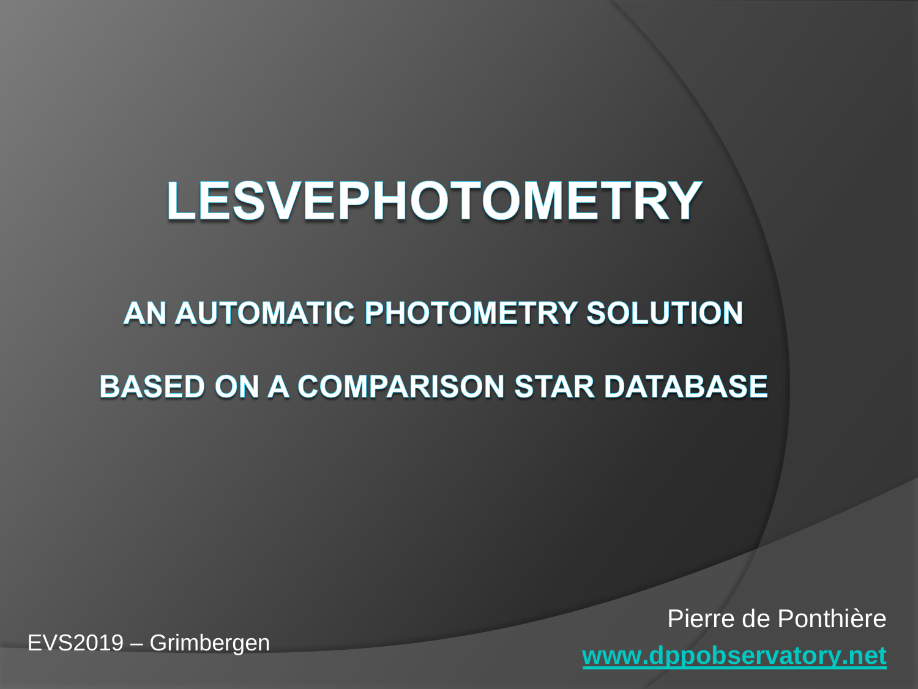# LESVEPHOTOMETRY

## AN AUTOMATIC PHOTOMETRY SOLUTION

## BASED ON A COMPARISON STAR DATABASE

EVS2019 – Grimbergen

Pierre de Ponthière

www.dppobservatory.net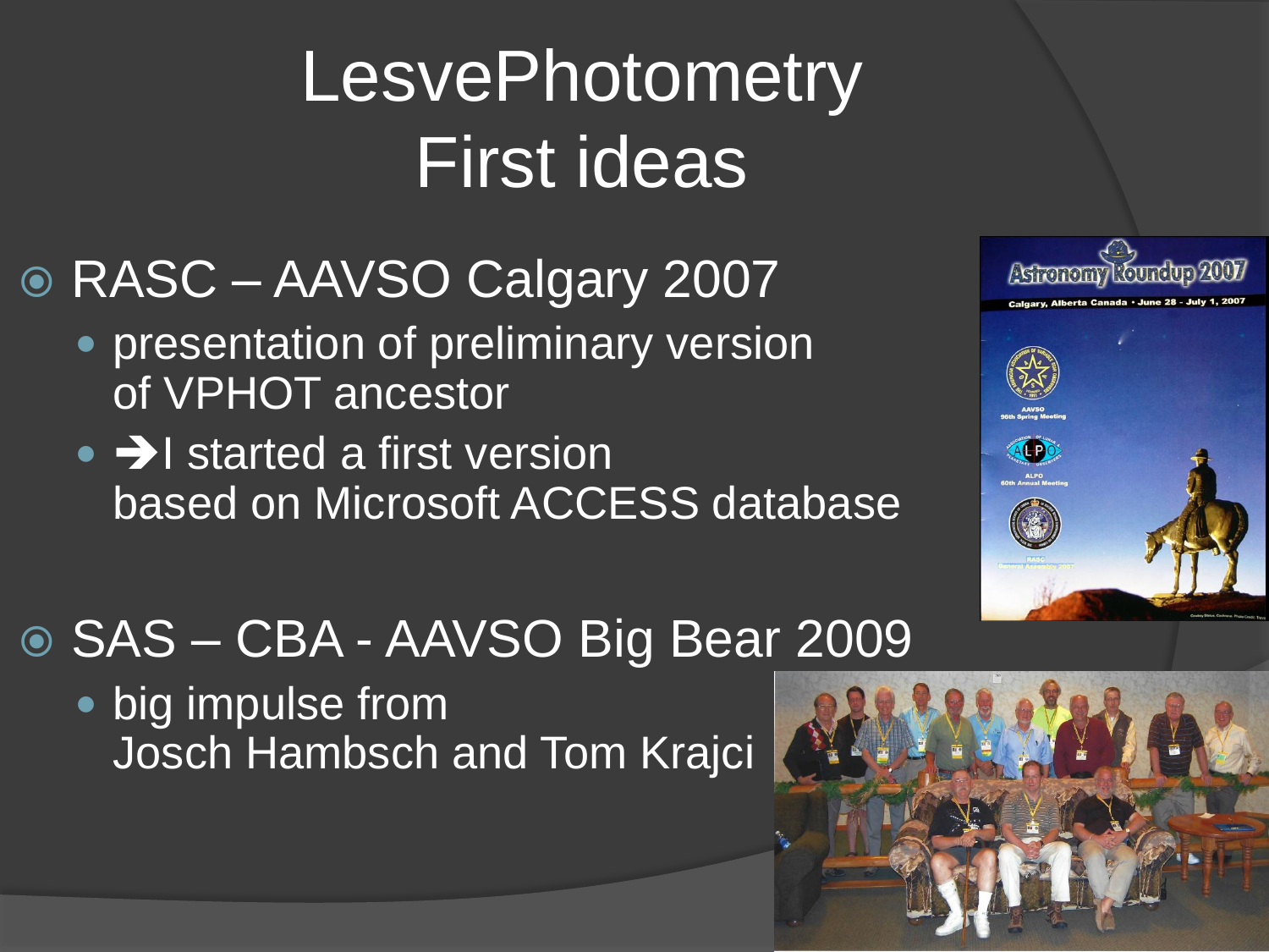# LesvePhotometry First ideas

- RASC – AAVSO Calgary 2007
  - presentation of preliminary version of VPHOT ancestor
  - ➔I started a first version based on Microsoft ACCESS database
- SAS – CBA - AAVSO Big Bear 2009
  - big impulse from Josch Hambsch and Tom Krajci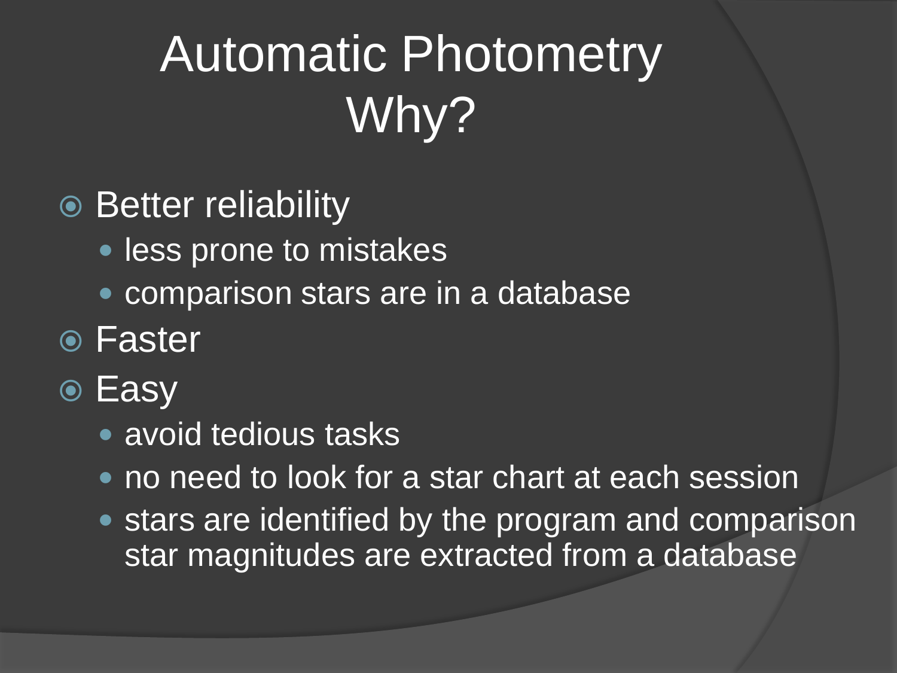# Automatic Photometry
# Why?

- Better reliability
  - less prone to mistakes
  - comparison stars are in a database
- Faster
- Easy
  - avoid tedious tasks
  - no need to look for a star chart at each session
  - stars are identified by the program and comparison star magnitudes are extracted from a database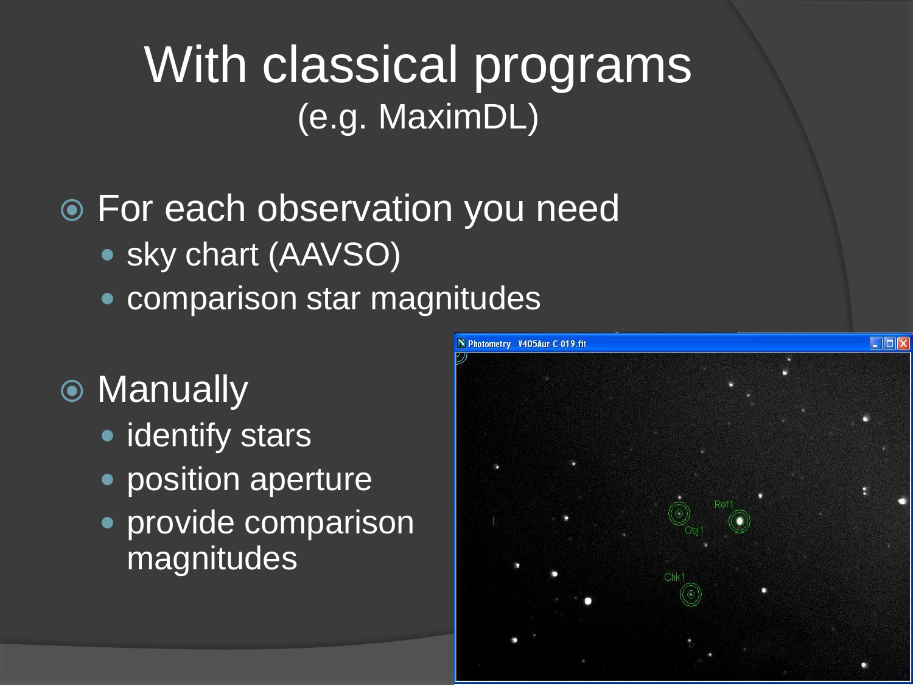# With classical programs
(e.g. MaximDL)

- For each observation you need
  - sky chart (AAVSO)
  - comparison star magnitudes
- Manually
  - identify stars
  - position aperture
  - provide comparison magnitudes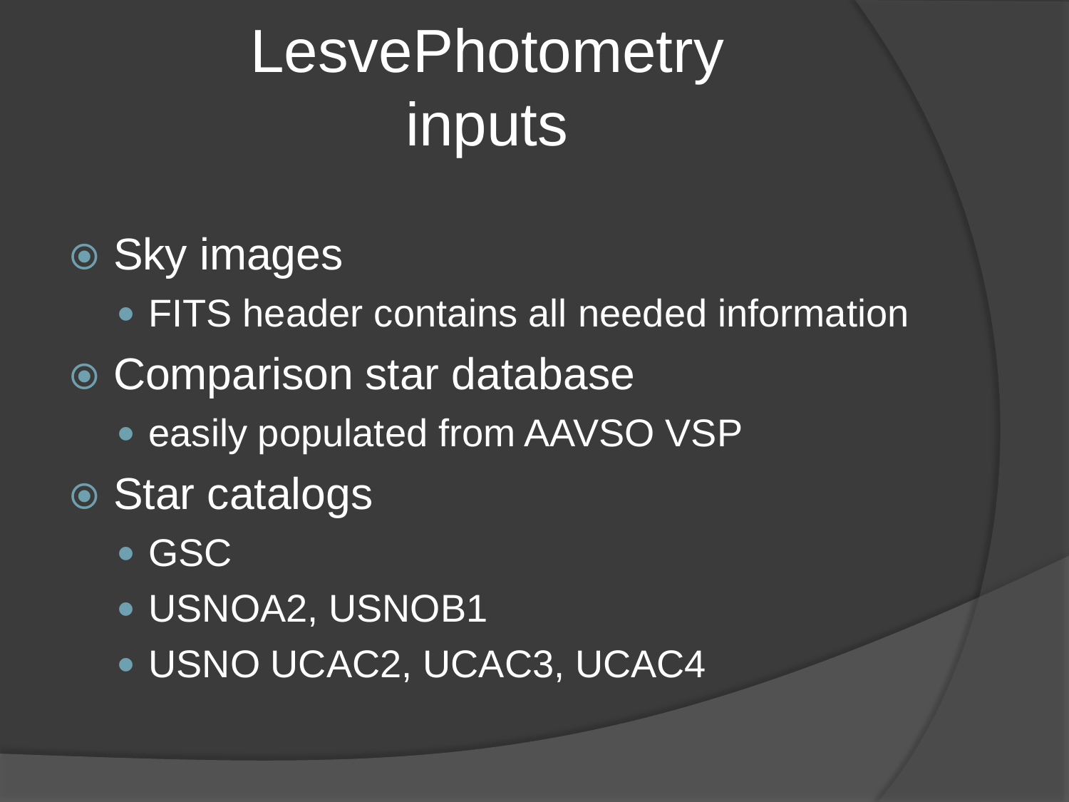# LesvePhotometry inputs

- Sky images
  - FITS header contains all needed information
- Comparison star database
  - easily populated from AAVSO VSP
- Star catalogs
  - GSC
  - USNOA2, USNOB1
  - USNO UCAC2, UCAC3, UCAC4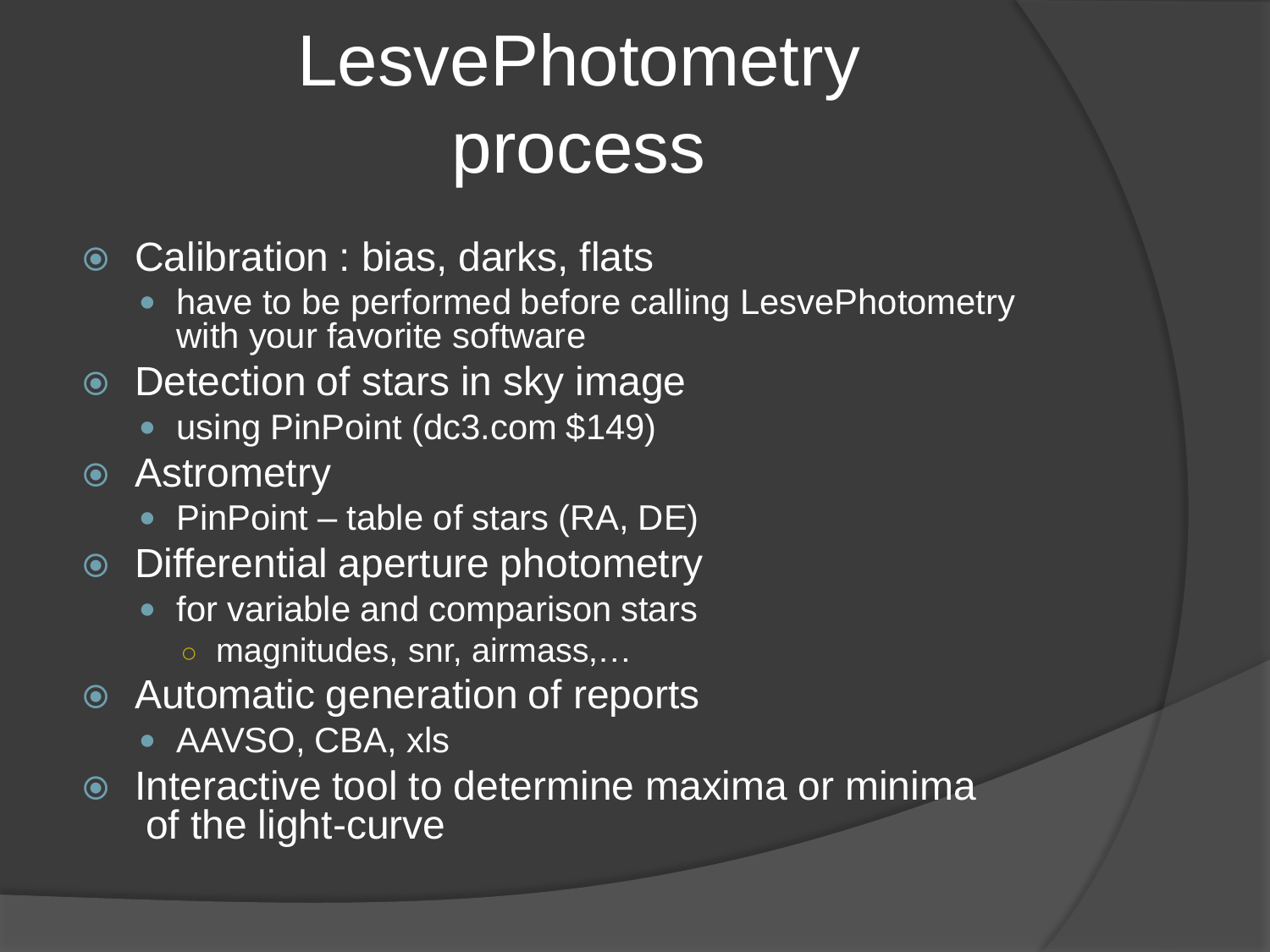# LesvePhotometry process

- Calibration : bias, darks, flats
  - have to be performed before calling LesvePhotometry with your favorite software
- Detection of stars in sky image
  - using PinPoint (dc3.com $149)
- Astrometry
  - PinPoint – table of stars (RA, DE)
- Differential aperture photometry
  - for variable and comparison stars
    - magnitudes, snr, airmass,…
- Automatic generation of reports
  - AAVSO, CBA, xls
- Interactive tool to determine maxima or minima of the light-curve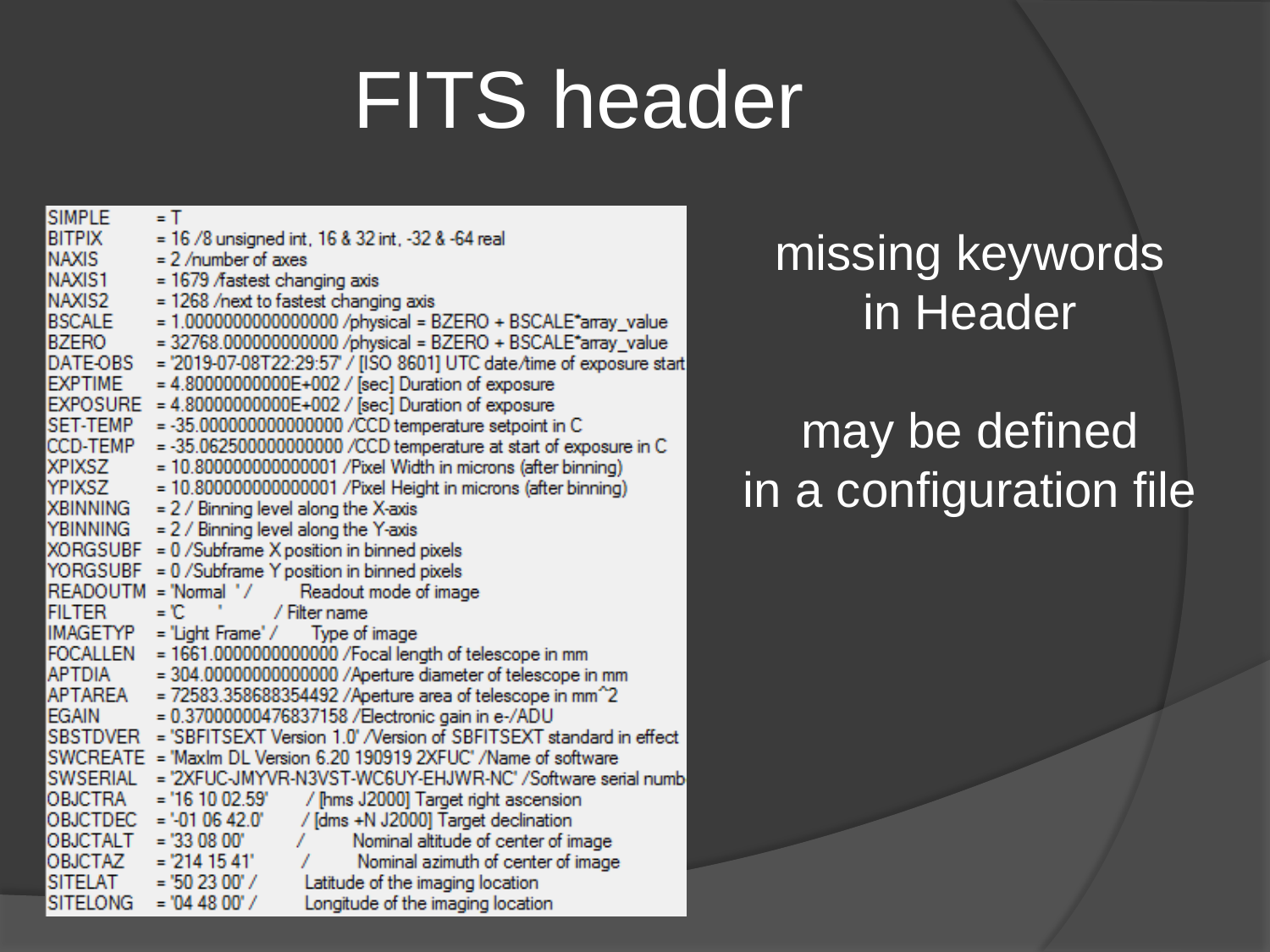# FITS header

```
SIMPLE   = T
BITPIX   = 16 /8 unsigned int, 16 & 32 int, -32 & -64 real
NAXIS    = 2 /number of axes
NAXIS1   = 1679 /fastest changing axis
NAXIS2   = 1268 /next to fastest changing axis
BSCALE   = 1.0000000000000000 /physical = BZERO + BSCALE*array_value
BZERO    = 32768.000000000000 /physical = BZERO + BSCALE*array_value
DATE-OBS = '2019-07-08T22:29:57' / [ISO 8601] UTC date/time of exposure start
EXPTIME  = 4.80000000000E+002 / [sec] Duration of exposure
EXPOSURE = 4.80000000000E+002 / [sec] Duration of exposure
SET-TEMP = -35.000000000000000 /CCD temperature setpoint in C
CCD-TEMP = -35.062500000000000 /CCD temperature at start of exposure in C
XPIXSZ   = 10.800000000000001 /Pixel Width in microns (after binning)
YPIXSZ   = 10.800000000000001 /Pixel Height in microns (after binning)
XBINNING = 2 / Binning level along the X-axis
YBINNING = 2 / Binning level along the Y-axis
XORGSUBF = 0 /Subframe X position in binned pixels
YORGSUBF = 0 /Subframe Y position in binned pixels
READOUTM = 'Normal  ' /        Readout mode of image
FILTER   = 'C       '          / Filter name
IMAGETYP = 'Light Frame' /     Type of image
FOCALLEN = 1661.0000000000000 /Focal length of telescope in mm
APTDIA   = 304.00000000000000 /Aperture diameter of telescope in mm
APTAREA  = 72583.358688354492 /Aperture area of telescope in mm^2
EGAIN    = 0.37000000476837158 /Electronic gain in e-/ADU
SBSTDVER = 'SBFITSEXT Version 1.0' /Version of SBFITSEXT standard in effect
SWCREATE = 'MaxIm DL Version 6.20 190919 2XFUC' /Name of software
SWSERIAL = '2XFUC-JMYVR-N3VST-WC6UY-EHJWR-NC' /Software serial numb
OBJCTRA  = '16 10 02.59'       / [hms J2000] Target right ascension
OBJCTDEC = '-01 06 42.0'       / [dms +N J2000] Target declination
OBJCTALT = '33 08 00'          /        Nominal altitude of center of image
OBJCTAZ  = '214 15 41'         /        Nominal azimuth of center of image
SITELAT  = '50 23 00' /        Latitude of the imaging location
SITELONG = '04 48 00' /        Longitude of the imaging location
```

missing keywords in Header

may be defined in a configuration file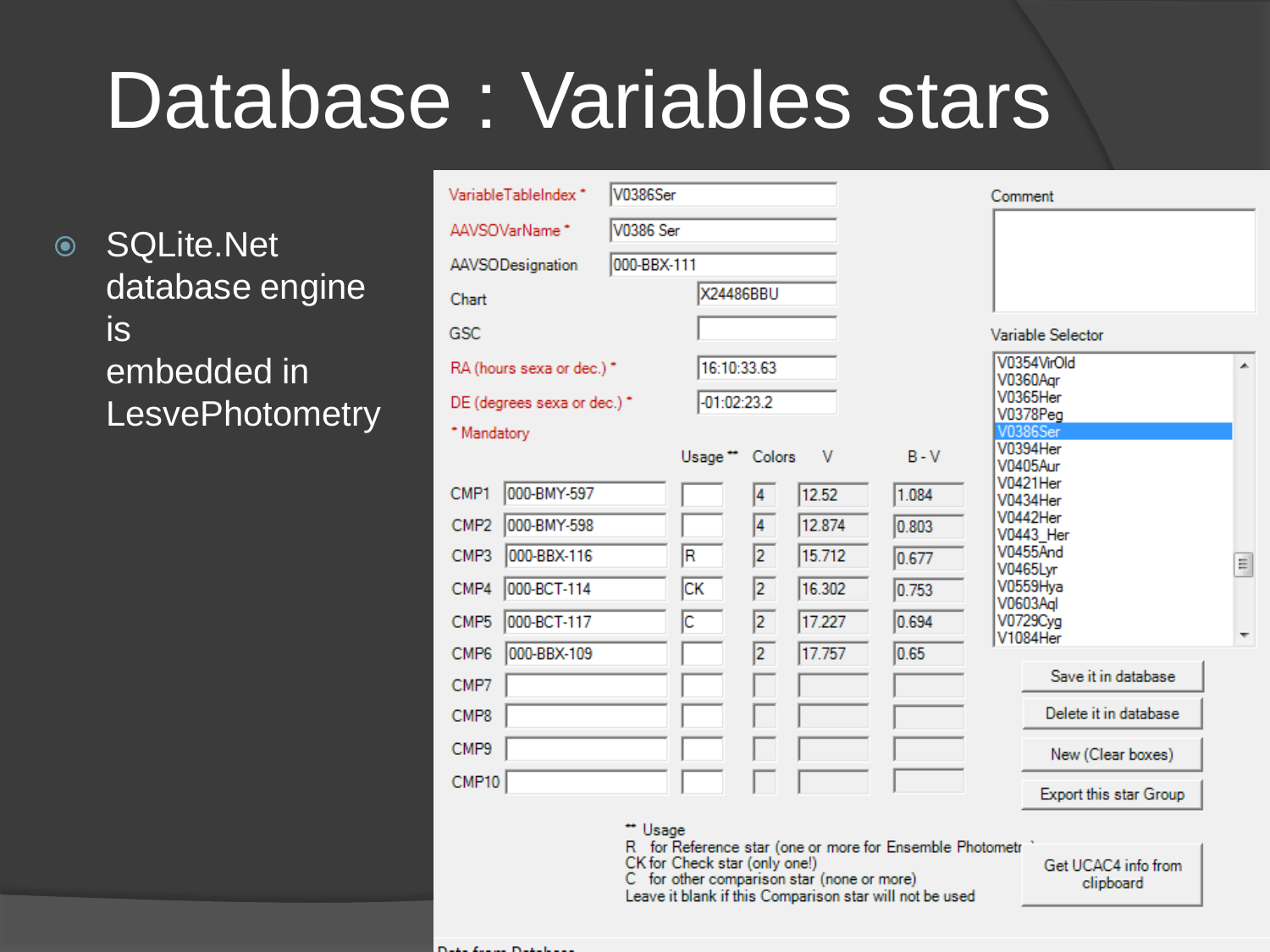# Database : Variables stars

- SQLite.Net database engine is embedded in LesvePhotometry

VariableTableIndex * V0386Ser

AAVSOVarName * V0386 Ser

AAVSODesignation 000-BBX-111

Chart X24486BBU

GSC

RA (hours sexa or dec.) * 16:10:33.63

DE (degrees sexa or dec.) * -01:02:23.2

* Mandatory

| | | Usage ** | Colors | V | B - V |
|---|---|---|---|---|---|
| CMP1 | 000-BMY-597 | | 4 | 12.52 | 1.084 |
| CMP2 | 000-BMY-598 | | 4 | 12.874 | 0.803 |
| CMP3 | 000-BBX-116 | R | 2 | 15.712 | 0.677 |
| CMP4 | 000-BCT-114 | CK | 2 | 16.302 | 0.753 |
| CMP5 | 000-BCT-117 | C | 2 | 17.227 | 0.694 |
| CMP6 | 000-BBX-109 | | 2 | 17.757 | 0.65 |
| CMP7 | | | | | |
| CMP8 | | | | | |
| CMP9 | | | | | |
| CMP10 | | | | | |

** Usage
R for Reference star (one or more for Ensemble Photometr
CK for Check star (only one!)
C for other comparison star (none or more)
Leave it blank if this Comparison star will not be used

Comment

Variable Selector

V0354VirOld
V0360Aqr
V0365Her
V0378Peg
V0386Ser
V0394Her
V0405Aur
V0421Her
V0434Her
V0442Her
V0443_Her
V0455And
V0465Lyr
V0559Hya
V0603Aql
V0729Cyg
V1084Her

Save it in database

Delete it in database

New (Clear boxes)

Export this star Group

Get UCAC4 info from clipboard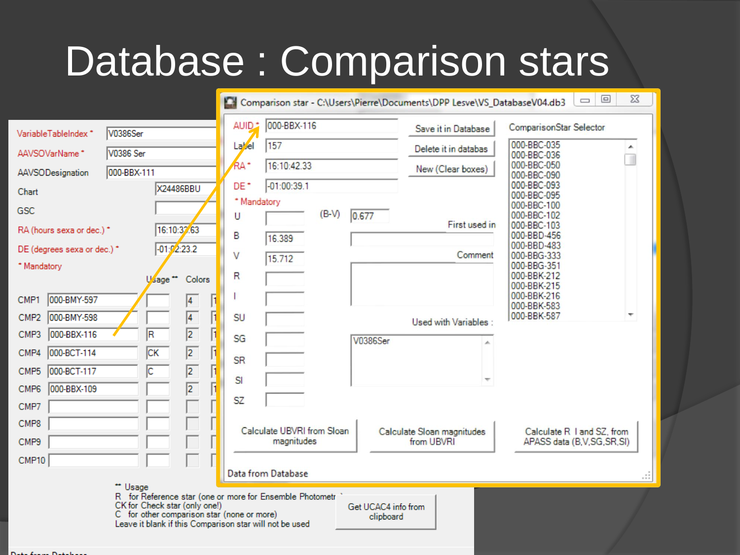# Database : Comparison stars

Comparison star - C:\Users\Pierre\Documents\DPP Lesve\VS_DatabaseV04.db3

AUID * 000-BBX-116

Label 157

RA * 16:10:42.33

DE * -01:00:39.1

* Mandatory

Save it in Database

Delete it in databas

New (Clear boxes)

ComparisonStar Selector

000-BBC-035
000-BBC-036
000-BBC-050
000-BBC-090
000-BBC-093
000-BBC-095
000-BBC-100
000-BBC-102
000-BBC-103
000-BBD-456
000-BBD-483
000-BBG-333
000-BBG-351
000-BBK-212
000-BBK-215
000-BBK-216
000-BBK-583
000-BBK-587

| Band | Value |
| --- | --- |
| U | |
| B | 16.389 |
| V | 15.712 |
| R | |
| I | |
| SU | |
| SG | |
| SR | |
| SI | |
| SZ | |

(B-V) 0.677

First used in

Comment

Used with Variables : V0386Ser

Calculate UBVRI from Sloan magnitudes

Calculate Sloan magnitudes from UBVRI

Calculate R I and SZ, from APASS data (B,V,SG,SR,SI)

Data from Database

VariableTableIndex * V0386Ser

AAVSOVarName * V0386 Ser

AAVSODesignation 000-BBX-111

Chart X24486BBU

GSC

RA (hours sexa or dec.) * 16:10:32.63

DE (degrees sexa or dec.) * -01:02:23.2

* Mandatory

| | | Usage ** | Colors |
| --- | --- | --- | --- |
| CMP1 | 000-BMY-597 | | 4 |
| CMP2 | 000-BMY-598 | | 4 |
| CMP3 | 000-BBX-116 | R | 2 |
| CMP4 | 000-BCT-114 | CK | 2 |
| CMP5 | 000-BCT-117 | C | 2 |
| CMP6 | 000-BBX-109 | | 2 |
| CMP7 | | | |
| CMP8 | | | |
| CMP9 | | | |
| CMP10 | | | |

** Usage
R for Reference star (one or more for Ensemble Photometr
CK for Check star (only one!)
C for other comparison star (none or more)
Leave it blank if this Comparison star will not be used

Get UCAC4 info from clipboard

Data from Database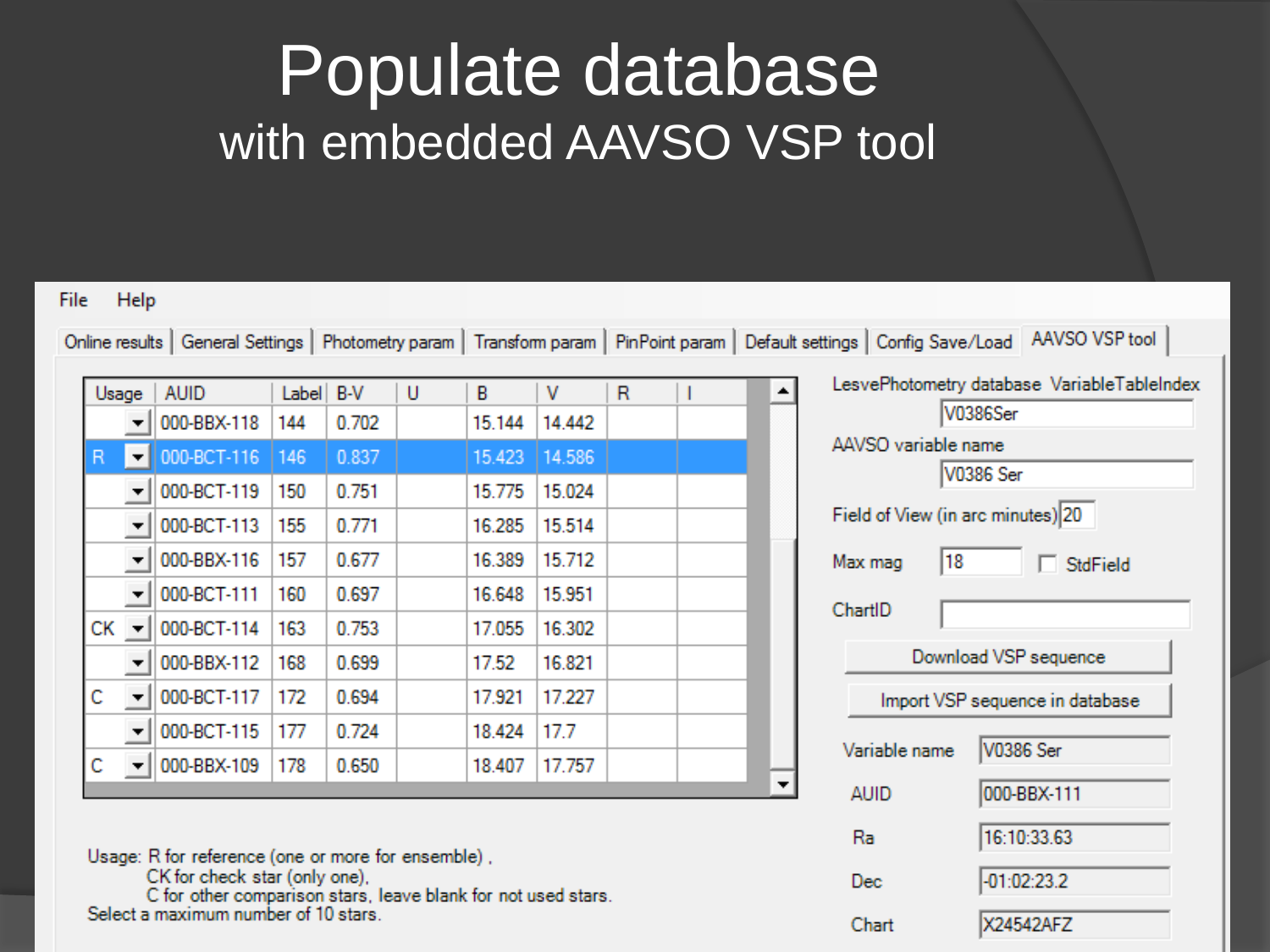# Populate database

## with embedded AAVSO VSP tool

File Help

Online results | General Settings | Photometry param | Transform param | PinPoint param | Default settings | Config Save/Load | AAVSO VSP tool

| Usage | AUID | Label | B-V | U | B | V | R | I |
|---|---|---|---|---|---|---|---|---|
| | 000-BBX-118 | 144 | 0.702 | | 15.144 | 14.442 | | |
| R | 000-BCT-116 | 146 | 0.837 | | 15.423 | 14.586 | | |
| | 000-BCT-119 | 150 | 0.751 | | 15.775 | 15.024 | | |
| | 000-BCT-113 | 155 | 0.771 | | 16.285 | 15.514 | | |
| | 000-BBX-116 | 157 | 0.677 | | 16.389 | 15.712 | | |
| | 000-BCT-111 | 160 | 0.697 | | 16.648 | 15.951 | | |
| CK | 000-BCT-114 | 163 | 0.753 | | 17.055 | 16.302 | | |
| | 000-BBX-112 | 168 | 0.699 | | 17.52 | 16.821 | | |
| C | 000-BCT-117 | 172 | 0.694 | | 17.921 | 17.227 | | |
| | 000-BCT-115 | 177 | 0.724 | | 18.424 | 17.7 | | |
| C | 000-BBX-109 | 178 | 0.650 | | 18.407 | 17.757 | | |

Usage: R for reference (one or more for ensemble) ,
CK for check star (only one),
C for other comparison stars, leave blank for not used stars.
Select a maximum number of 10 stars.

LesvePhotometry database VariableTableIndex: V0386Ser

AAVSO variable name: V0386 Ser

Field of View (in arc minutes): 20

Max mag: 18 ☐ StdField

ChartID:

Download VSP sequence

Import VSP sequence in database

Variable name: V0386 Ser

AUID: 000-BBX-111

Ra: 16:10:33.63

Dec: -01:02:23.2

Chart: X24542AFZ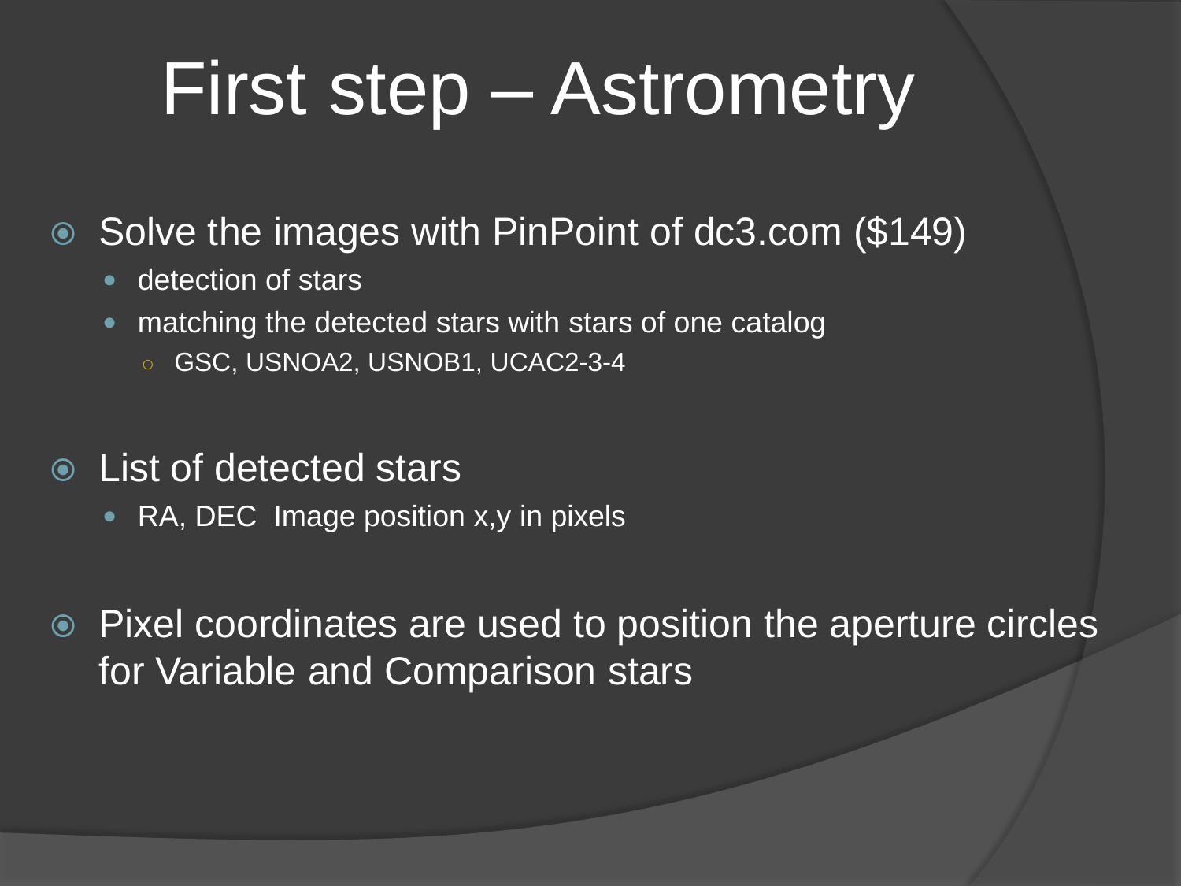# First step – Astrometry

- Solve the images with PinPoint of dc3.com ($149)
  - detection of stars
  - matching the detected stars with stars of one catalog
    - GSC, USNOA2, USNOB1, UCAC2-3-4
- List of detected stars
  - RA, DEC  Image position x,y in pixels
- Pixel coordinates are used to position the aperture circles for Variable and Comparison stars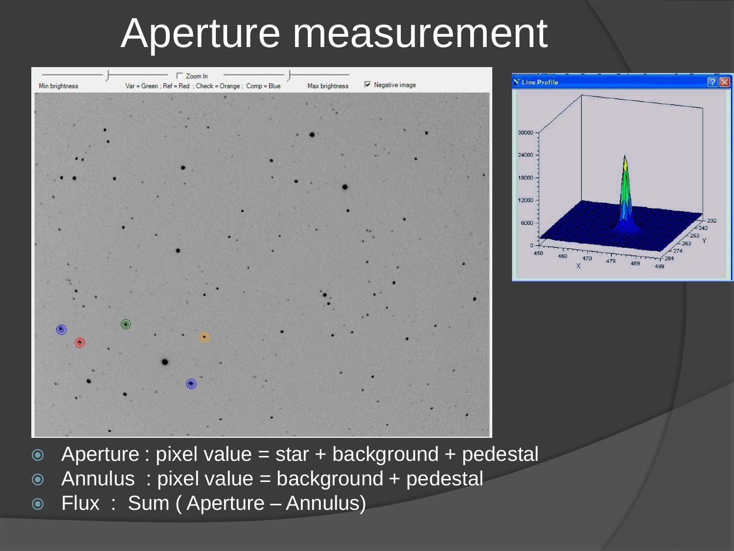# Aperture measurement

- Aperture : pixel value = star + background + pedestal
- Annulus : pixel value = background + pedestal
- Flux : Sum ( Aperture – Annulus)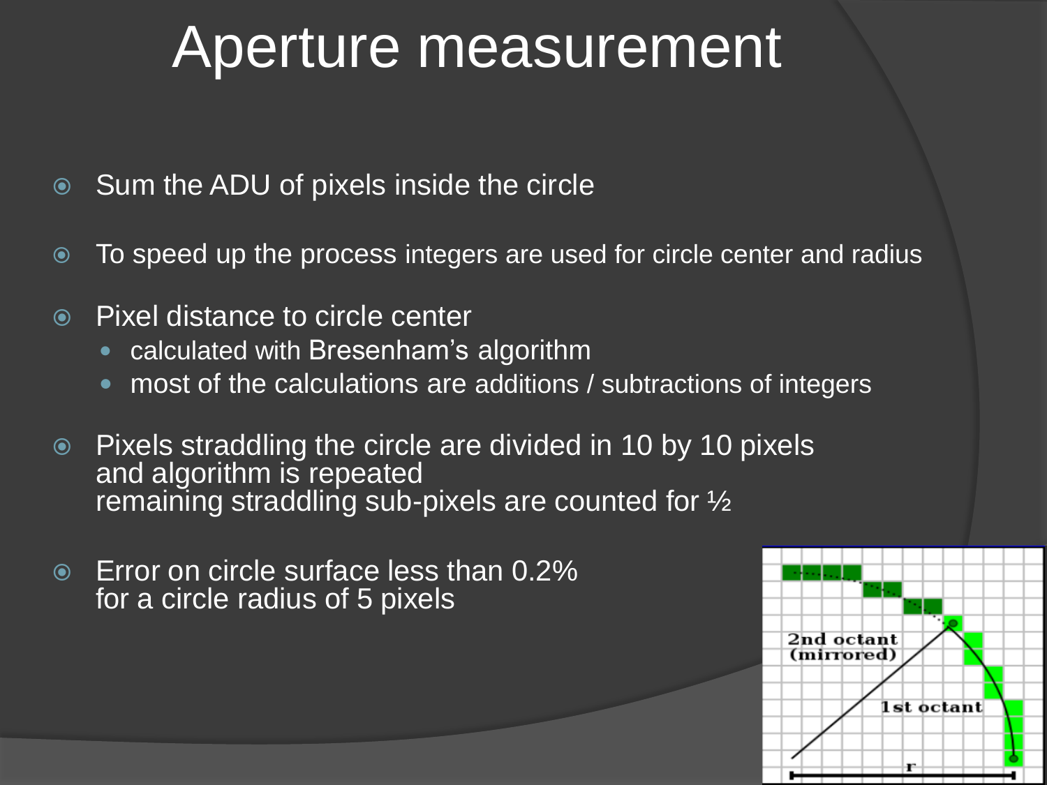# Aperture measurement

- Sum the ADU of pixels inside the circle
- To speed up the process integers are used for circle center and radius
- Pixel distance to circle center
  - calculated with Bresenham's algorithm
  - most of the calculations are additions / subtractions of integers
- Pixels straddling the circle are divided in 10 by 10 pixels and algorithm is repeated remaining straddling sub-pixels are counted for ½
- Error on circle surface less than 0.2% for a circle radius of 5 pixels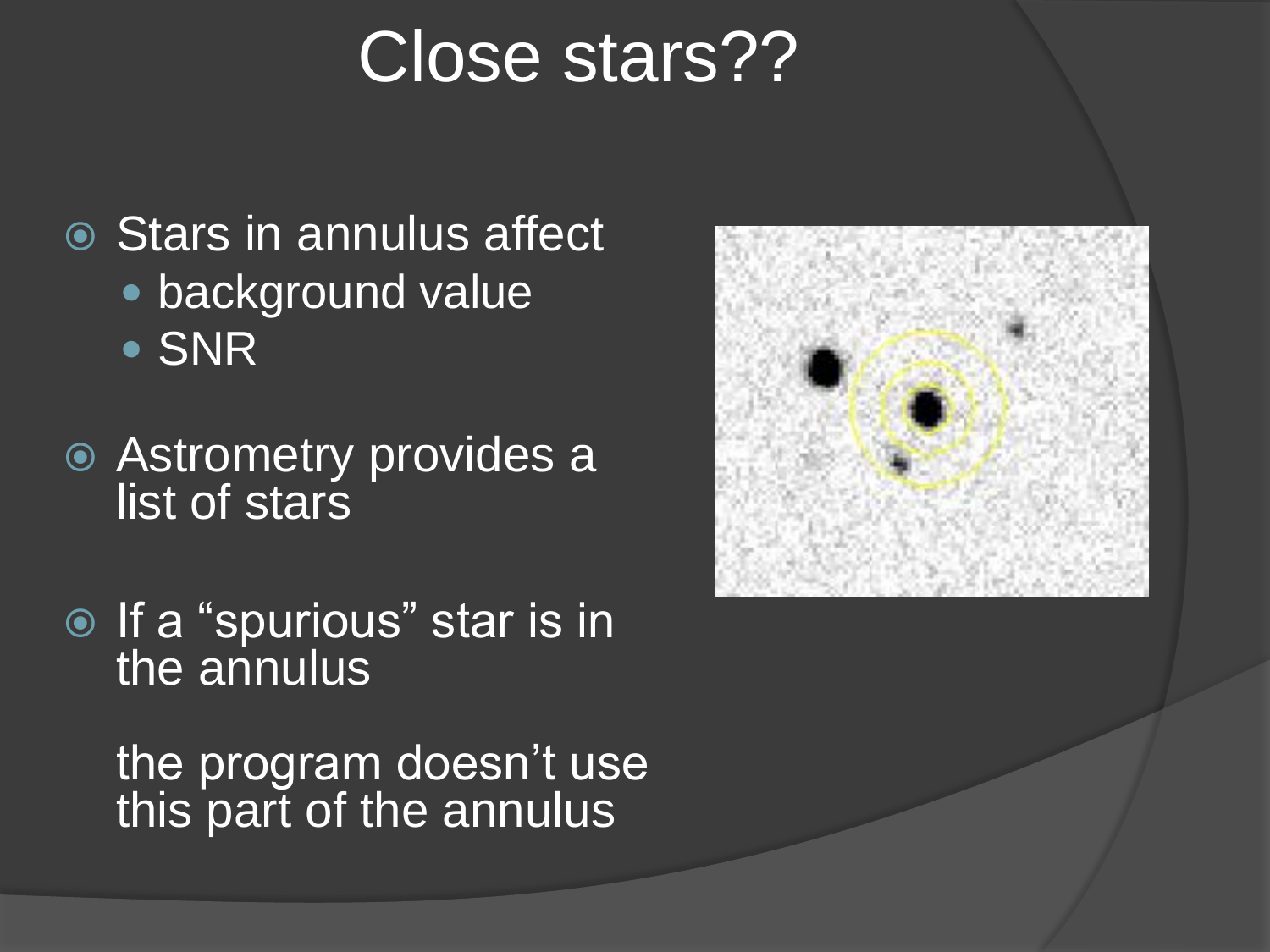# Close stars??

- Stars in annulus affect
  - background value
  - SNR
- Astrometry provides a list of stars
- If a “spurious” star is in the annulus

  the program doesn’t use this part of the annulus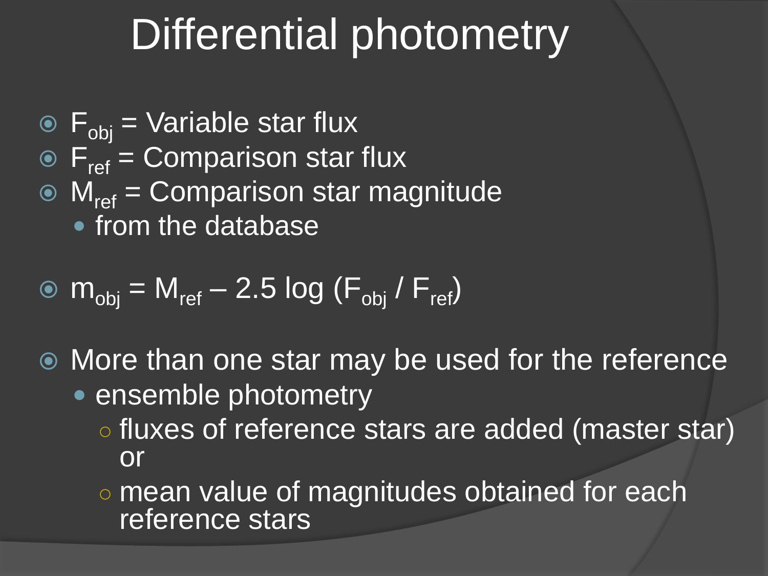# Differential photometry

- $F_{obj}$ = Variable star flux
- $F_{ref}$ = Comparison star flux
- $M_{ref}$ = Comparison star magnitude
  - from the database

- $m_{obj} = M_{ref} - 2.5 \log (F_{obj} / F_{ref})$

- More than one star may be used for the reference
  - ensemble photometry
    - fluxes of reference stars are added (master star) or
    - mean value of magnitudes obtained for each reference stars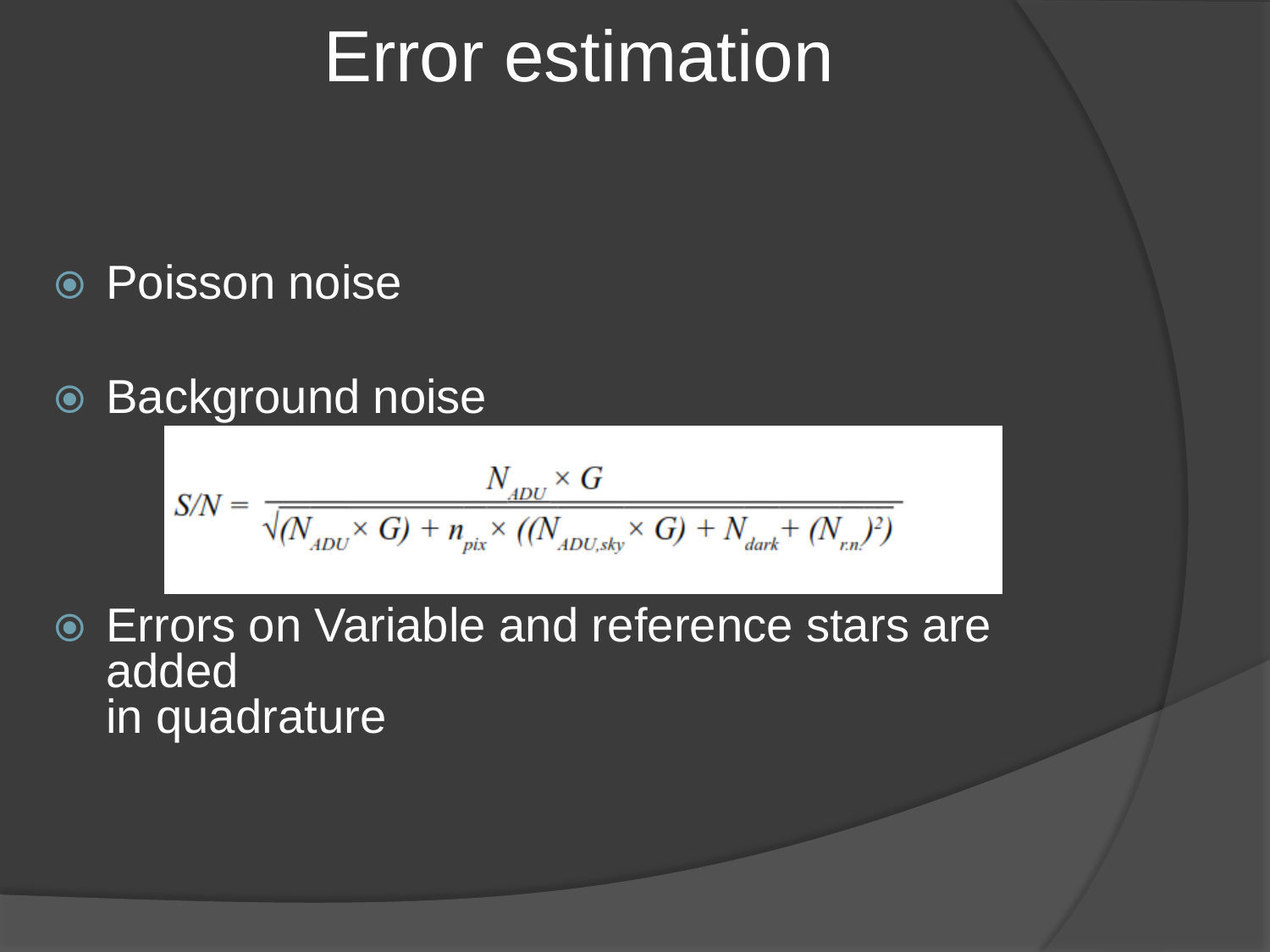# Error estimation

- Poisson noise
- Background noise

$$S/N = \frac{N_{ADU} \times G}{\sqrt{(N_{ADU} \times G) + n_{pix} \times ((N_{ADU,sky} \times G) + N_{dark} + (N_{r.n.})^2)}}$$

- Errors on Variable and reference stars are added in quadrature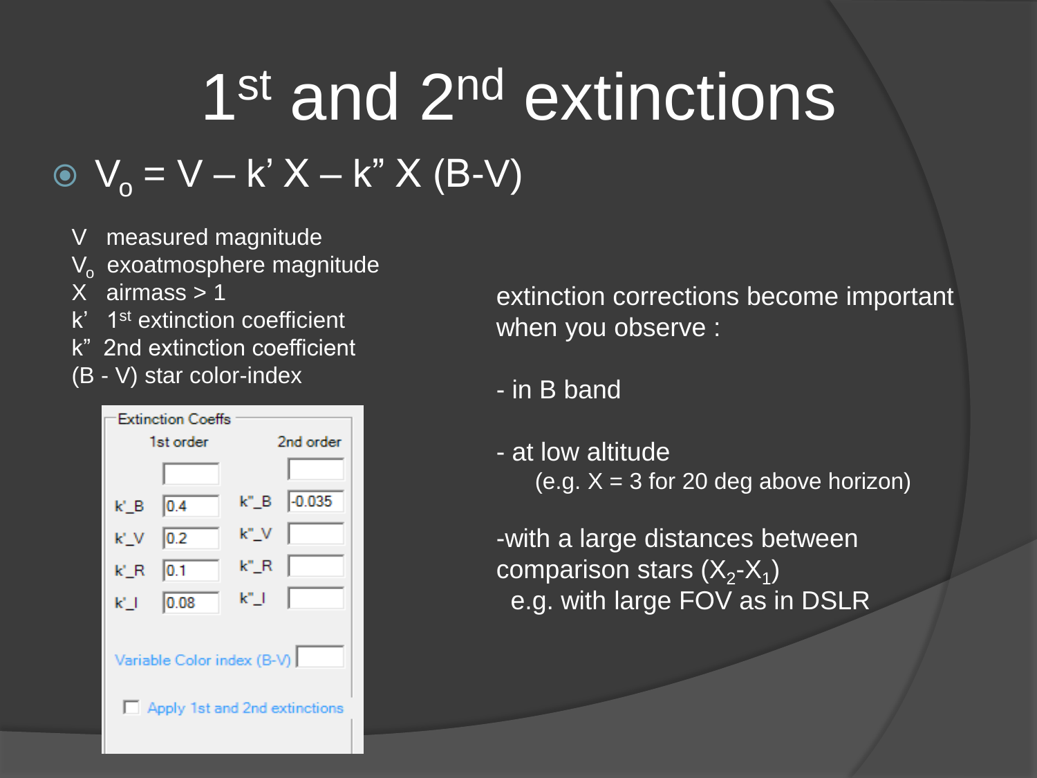# 1st and 2nd extinctions

- $V_o = V - k' X - k'' X (B-V)$

V measured magnitude
$V_o$ exoatmosphere magnitude
X airmass > 1
k' 1st extinction coefficient
k" 2nd extinction coefficient
(B - V) star color-index

Extinction Coeffs

| 1st order | | 2nd order | |
|---|---|---|---|
| | | | |
| k'_B | 0.4 | k"_B | -0.035 |
| k'_V | 0.2 | k"_V | |
| k'_R | 0.1 | k"_R | |
| k'_I | 0.08 | k"_I | |

Variable Color index (B-V)

☐ Apply 1st and 2nd extinctions

extinction corrections become important when you observe :

- in B band

- at low altitude
  (e.g. X = 3 for 20 deg above horizon)

-with a large distances between comparison stars ($X_2$-$X_1$)
  e.g. with large FOV as in DSLR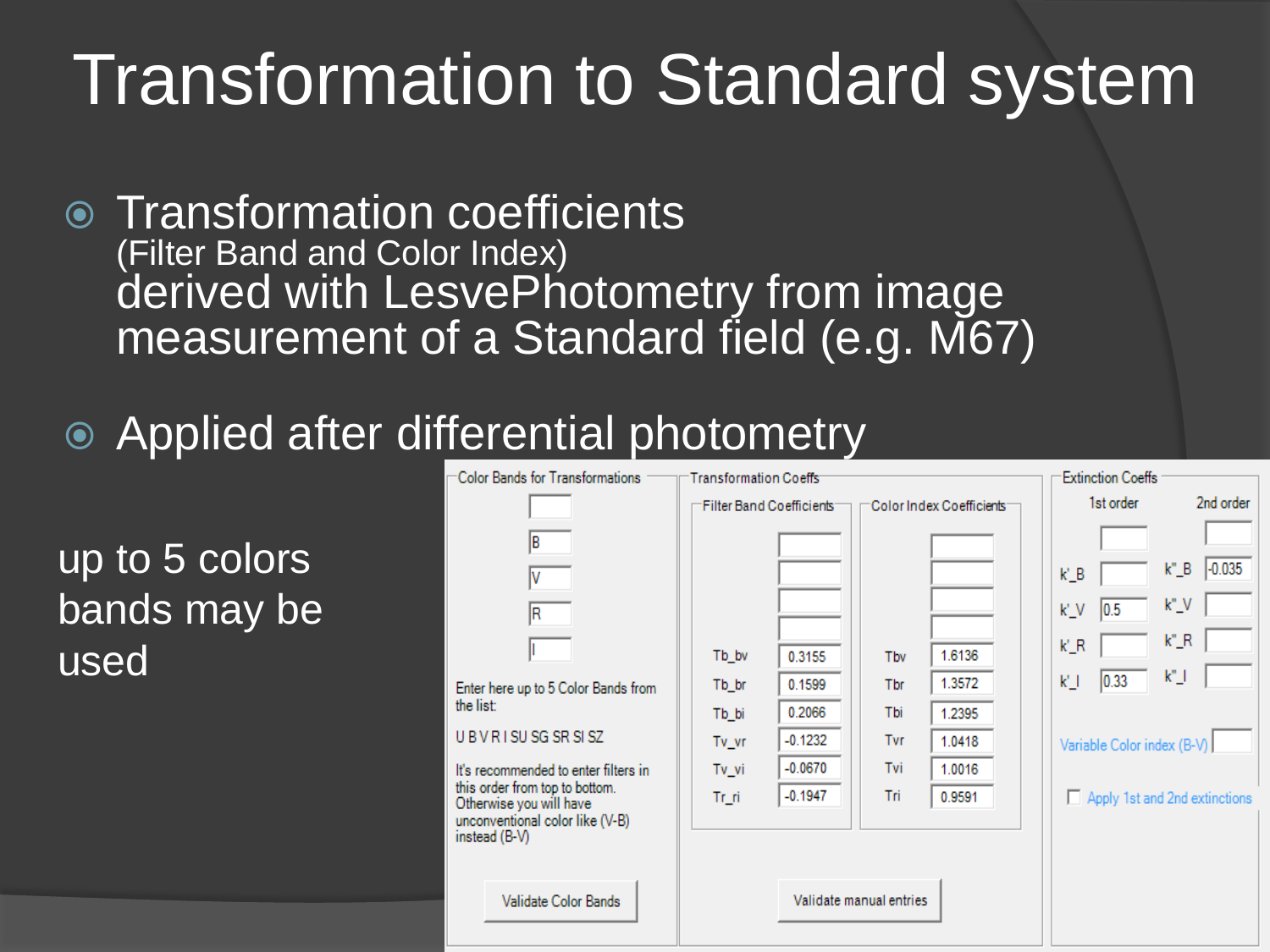# Transformation to Standard system

- Transformation coefficients (Filter Band and Color Index) derived with LesvePhotometry from image measurement of a Standard field (e.g. M67)
- Applied after differential photometry

up to 5 colors bands may be used

**Color Bands for Transformations**

- B
- V
- R
- I

Enter here up to 5 Color Bands from the list:

U B V R I SU SG SR SI SZ

It's recommended to enter filters in this order from top to bottom. Otherwise you will have unconventional color like (V-B) instead (B-V)

Validate Color Bands

**Transformation Coeffs**

| Filter Band Coefficients | | Color Index Coefficients | |
|---|---|---|---|
| Tb_bv | 0.3155 | Tbv | 1.6136 |
| Tb_br | 0.1599 | Tbr | 1.3572 |
| Tb_bi | 0.2066 | Tbi | 1.2395 |
| Tv_vr | -0.1232 | Tvr | 1.0418 |
| Tv_vi | -0.0670 | Tvi | 1.0016 |
| Tr_ri | -0.1947 | Tri | 0.9591 |

Validate manual entries

**Extinction Coeffs**

| | 1st order | | 2nd order |
|---|---|---|---|
| k'_B | | k"_B | -0.035 |
| k'_V | 0.5 | k"_V | |
| k'_R | | k"_R | |
| k'_I | 0.33 | k"_I | |

Variable Color index (B-V)

☐ Apply 1st and 2nd extinctions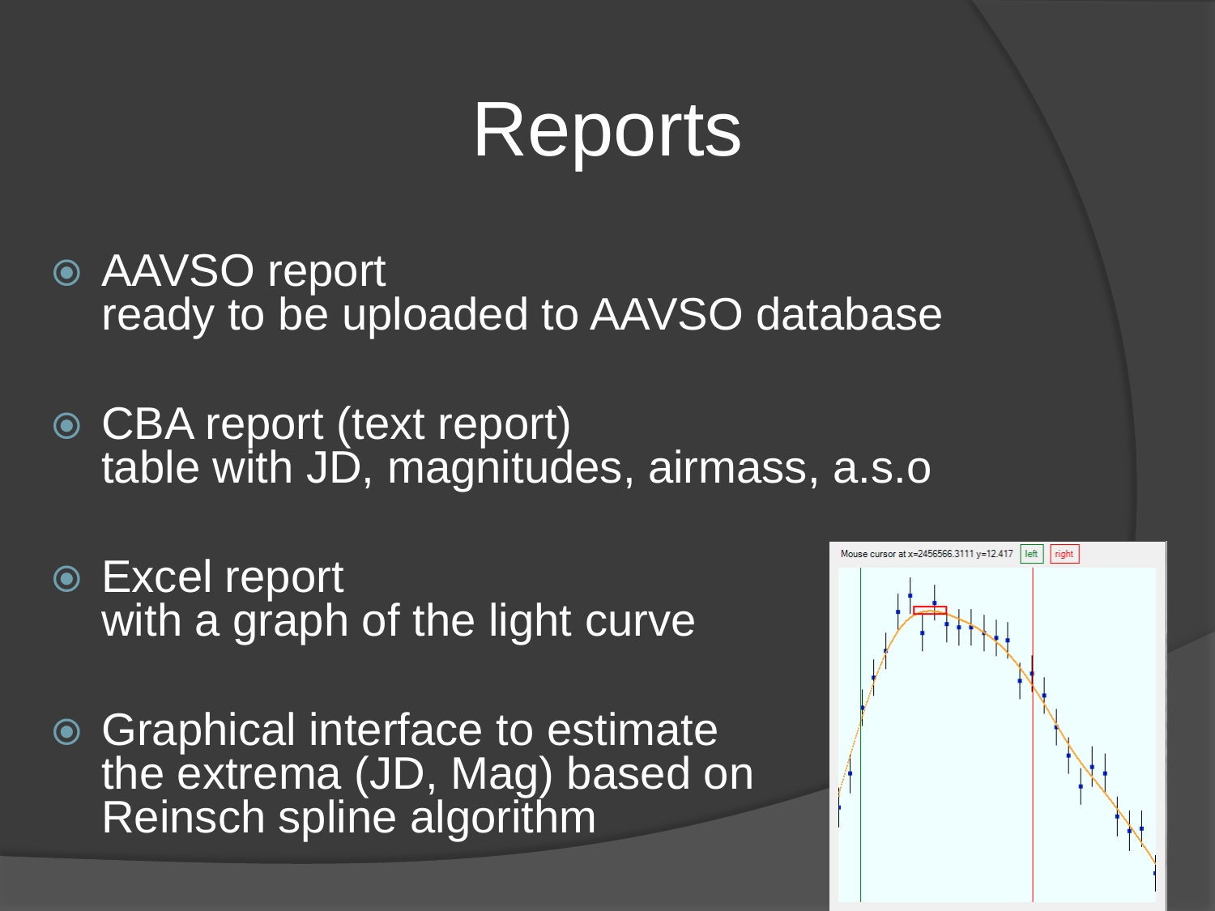# Reports

- AAVSO report
  ready to be uploaded to AAVSO database

- CBA report (text report)
  table with JD, magnitudes, airmass, a.s.o

- Excel report
  with a graph of the light curve

- Graphical interface to estimate the extrema (JD, Mag) based on Reinsch spline algorithm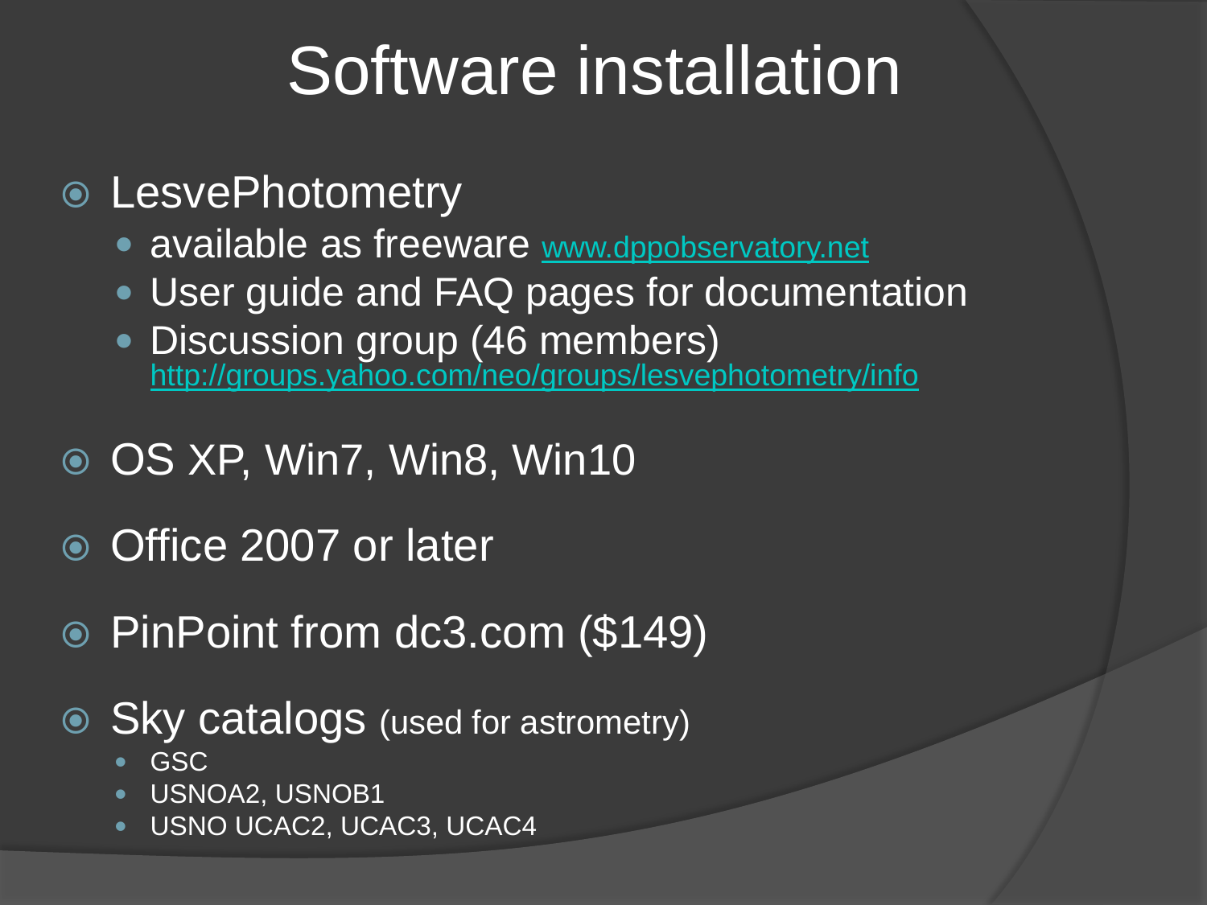# Software installation

- LesvePhotometry
  - available as freeware www.dppobservatory.net
  - User guide and FAQ pages for documentation
  - Discussion group (46 members) http://groups.yahoo.com/neo/groups/lesvephotometry/info
- OS XP, Win7, Win8, Win10
- Office 2007 or later
- PinPoint from dc3.com ($149)
- Sky catalogs (used for astrometry)
  - GSC
  - USNOA2, USNOB1
  - USNO UCAC2, UCAC3, UCAC4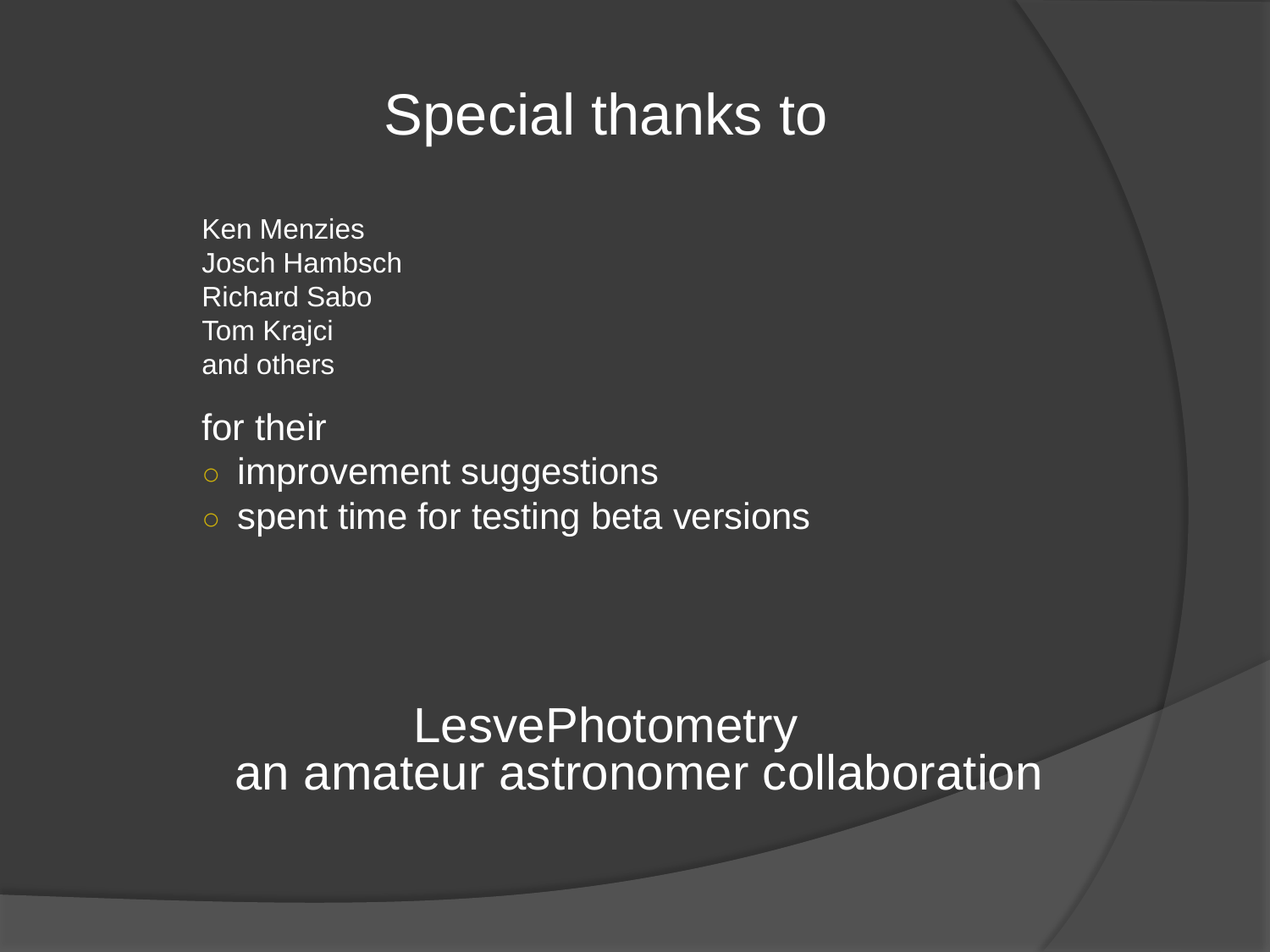# Special thanks to

Ken Menzies
Josch Hambsch
Richard Sabo
Tom Krajci
and others

for their

- improvement suggestions
- spent time for testing beta versions

LesvePhotometry
an amateur astronomer collaboration